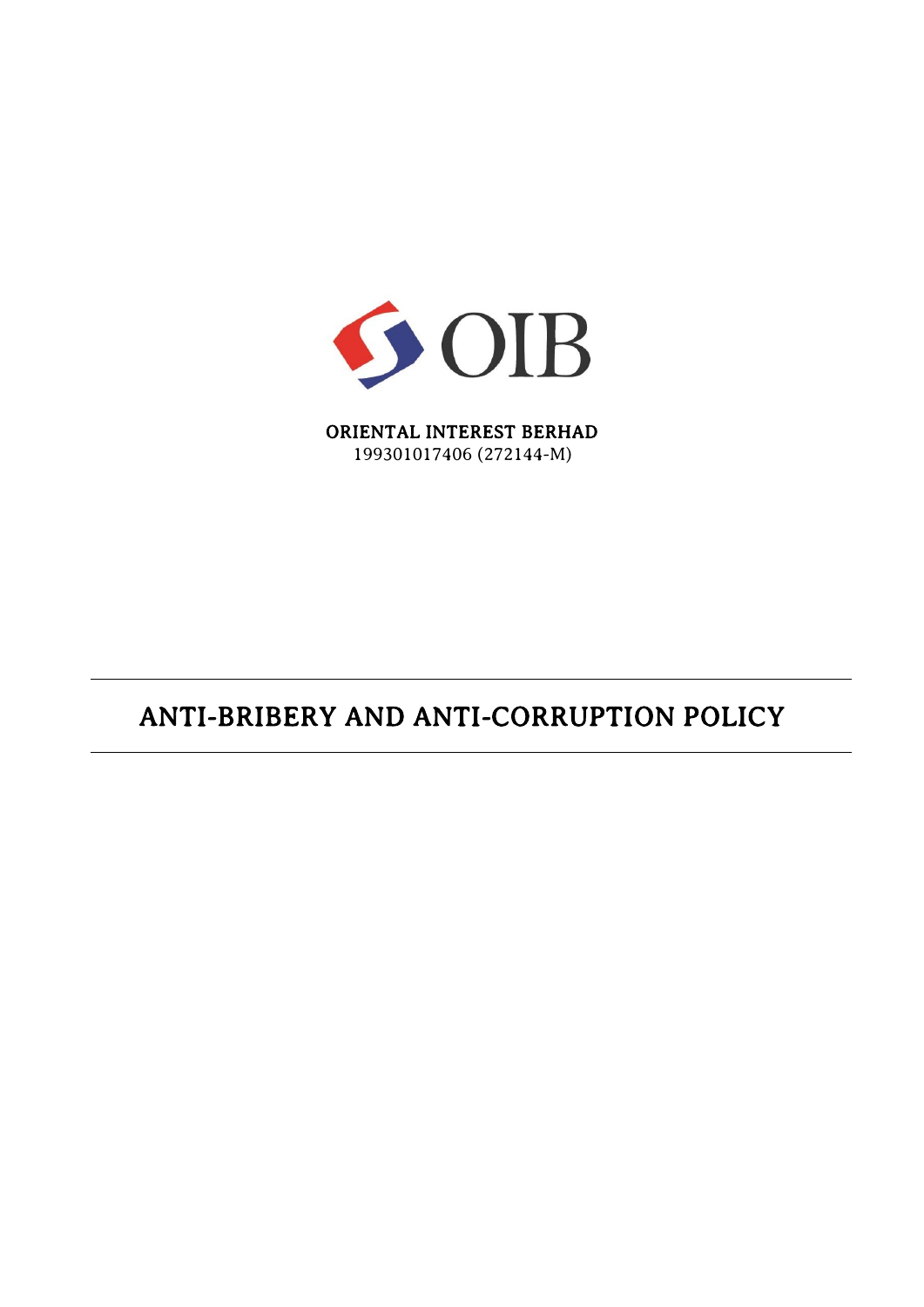OIB

**ORIENTAL INTEREST BERHAD**
199301017406 (272144-M)

# ANTI-BRIBERY AND ANTI-CORRUPTION POLICY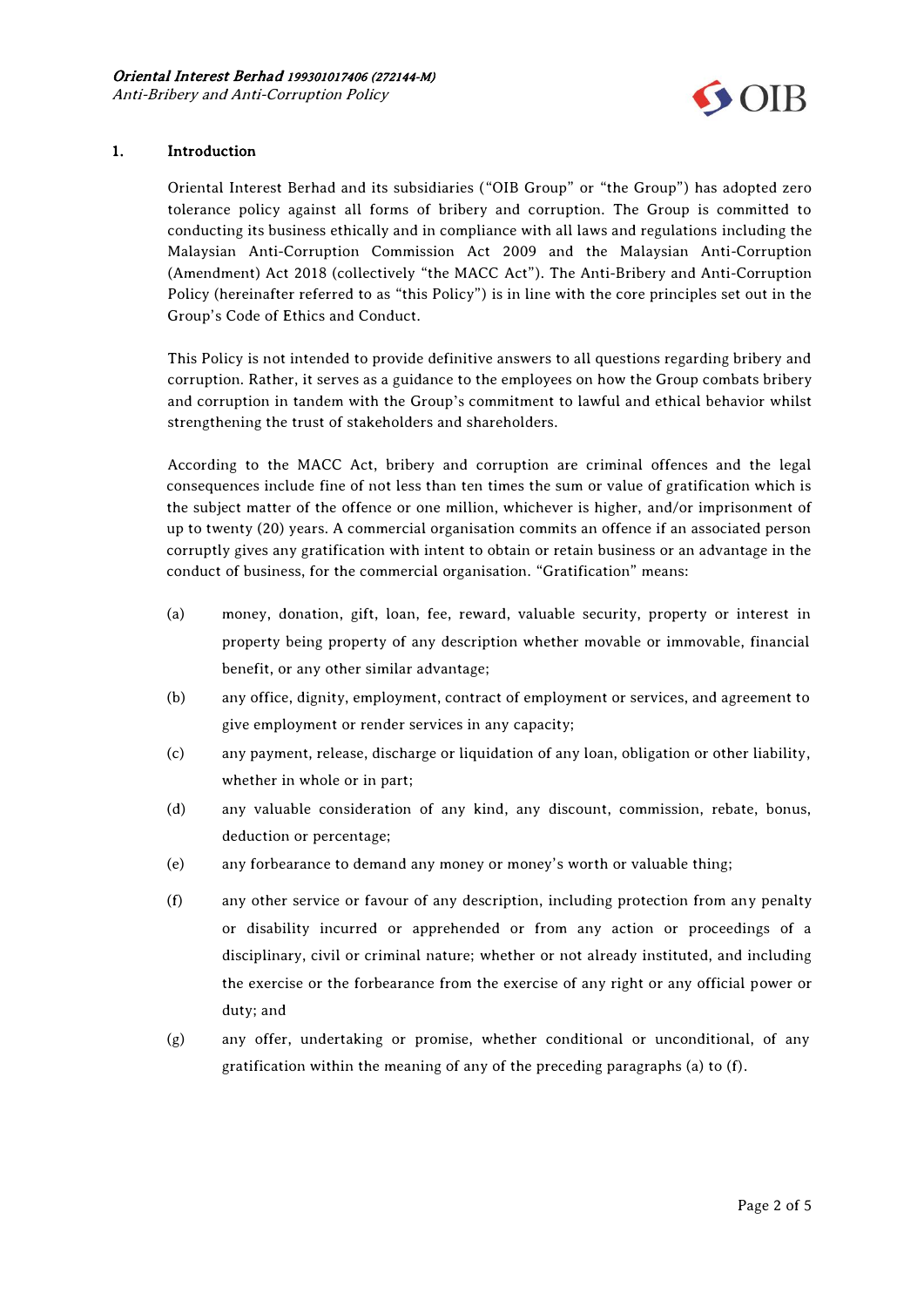## 1. Introduction

Oriental Interest Berhad and its subsidiaries ("OIB Group" or "the Group") has adopted zero tolerance policy against all forms of bribery and corruption. The Group is committed to conducting its business ethically and in compliance with all laws and regulations including the Malaysian Anti-Corruption Commission Act 2009 and the Malaysian Anti-Corruption (Amendment) Act 2018 (collectively "the MACC Act"). The Anti-Bribery and Anti-Corruption Policy (hereinafter referred to as "this Policy") is in line with the core principles set out in the Group's Code of Ethics and Conduct.

This Policy is not intended to provide definitive answers to all questions regarding bribery and corruption. Rather, it serves as a guidance to the employees on how the Group combats bribery and corruption in tandem with the Group's commitment to lawful and ethical behavior whilst strengthening the trust of stakeholders and shareholders.

According to the MACC Act, bribery and corruption are criminal offences and the legal consequences include fine of not less than ten times the sum or value of gratification which is the subject matter of the offence or one million, whichever is higher, and/or imprisonment of up to twenty (20) years. A commercial organisation commits an offence if an associated person corruptly gives any gratification with intent to obtain or retain business or an advantage in the conduct of business, for the commercial organisation. "Gratification" means:

(a) money, donation, gift, loan, fee, reward, valuable security, property or interest in property being property of any description whether movable or immovable, financial benefit, or any other similar advantage;

(b) any office, dignity, employment, contract of employment or services, and agreement to give employment or render services in any capacity;

(c) any payment, release, discharge or liquidation of any loan, obligation or other liability, whether in whole or in part;

(d) any valuable consideration of any kind, any discount, commission, rebate, bonus, deduction or percentage;

(e) any forbearance to demand any money or money's worth or valuable thing;

(f) any other service or favour of any description, including protection from any penalty or disability incurred or apprehended or from any action or proceedings of a disciplinary, civil or criminal nature; whether or not already instituted, and including the exercise or the forbearance from the exercise of any right or any official power or duty; and

(g) any offer, undertaking or promise, whether conditional or unconditional, of any gratification within the meaning of any of the preceding paragraphs (a) to (f).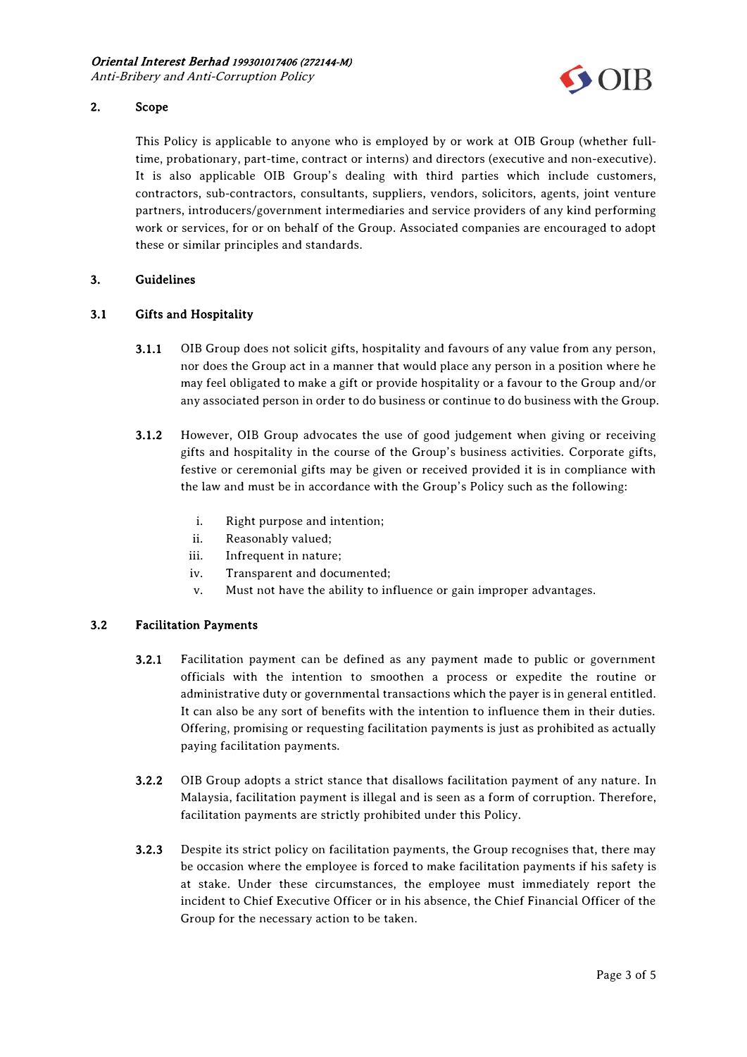## 2. Scope

This Policy is applicable to anyone who is employed by or work at OIB Group (whether full-time, probationary, part-time, contract or interns) and directors (executive and non-executive). It is also applicable OIB Group's dealing with third parties which include customers, contractors, sub-contractors, consultants, suppliers, vendors, solicitors, agents, joint venture partners, introducers/government intermediaries and service providers of any kind performing work or services, for or on behalf of the Group. Associated companies are encouraged to adopt these or similar principles and standards.

## 3. Guidelines

### 3.1 Gifts and Hospitality

**3.1.1** OIB Group does not solicit gifts, hospitality and favours of any value from any person, nor does the Group act in a manner that would place any person in a position where he may feel obligated to make a gift or provide hospitality or a favour to the Group and/or any associated person in order to do business or continue to do business with the Group.

**3.1.2** However, OIB Group advocates the use of good judgement when giving or receiving gifts and hospitality in the course of the Group's business activities. Corporate gifts, festive or ceremonial gifts may be given or received provided it is in compliance with the law and must be in accordance with the Group's Policy such as the following:

i. Right purpose and intention;
ii. Reasonably valued;
iii. Infrequent in nature;
iv. Transparent and documented;
v. Must not have the ability to influence or gain improper advantages.

### 3.2 Facilitation Payments

**3.2.1** Facilitation payment can be defined as any payment made to public or government officials with the intention to smoothen a process or expedite the routine or administrative duty or governmental transactions which the payer is in general entitled. It can also be any sort of benefits with the intention to influence them in their duties. Offering, promising or requesting facilitation payments is just as prohibited as actually paying facilitation payments.

**3.2.2** OIB Group adopts a strict stance that disallows facilitation payment of any nature. In Malaysia, facilitation payment is illegal and is seen as a form of corruption. Therefore, facilitation payments are strictly prohibited under this Policy.

**3.2.3** Despite its strict policy on facilitation payments, the Group recognises that, there may be occasion where the employee is forced to make facilitation payments if his safety is at stake. Under these circumstances, the employee must immediately report the incident to Chief Executive Officer or in his absence, the Chief Financial Officer of the Group for the necessary action to be taken.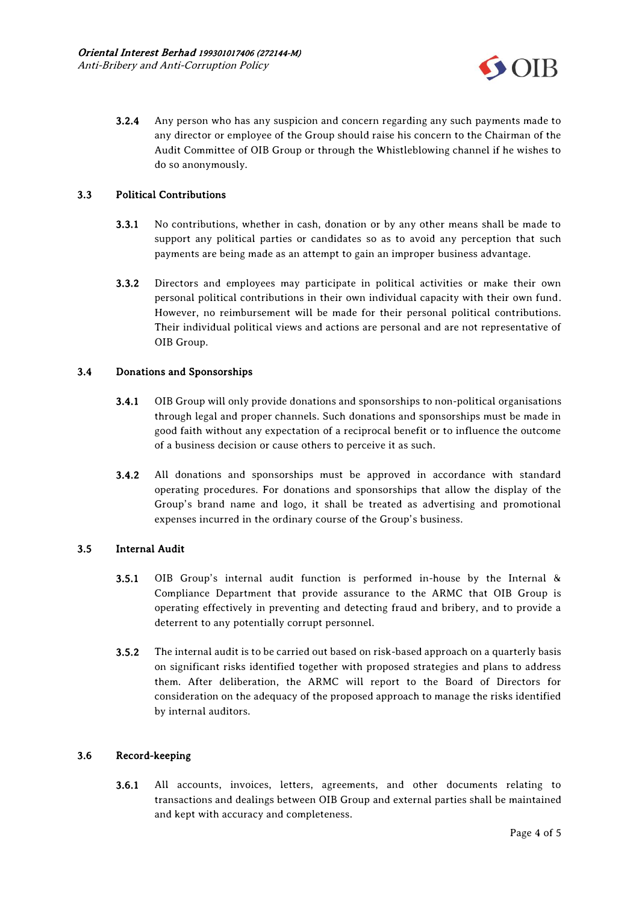**3.2.4** Any person who has any suspicion and concern regarding any such payments made to any director or employee of the Group should raise his concern to the Chairman of the Audit Committee of OIB Group or through the Whistleblowing channel if he wishes to do so anonymously.

## 3.3 Political Contributions

**3.3.1** No contributions, whether in cash, donation or by any other means shall be made to support any political parties or candidates so as to avoid any perception that such payments are being made as an attempt to gain an improper business advantage.

**3.3.2** Directors and employees may participate in political activities or make their own personal political contributions in their own individual capacity with their own fund. However, no reimbursement will be made for their personal political contributions. Their individual political views and actions are personal and are not representative of OIB Group.

## 3.4 Donations and Sponsorships

**3.4.1** OIB Group will only provide donations and sponsorships to non-political organisations through legal and proper channels. Such donations and sponsorships must be made in good faith without any expectation of a reciprocal benefit or to influence the outcome of a business decision or cause others to perceive it as such.

**3.4.2** All donations and sponsorships must be approved in accordance with standard operating procedures. For donations and sponsorships that allow the display of the Group's brand name and logo, it shall be treated as advertising and promotional expenses incurred in the ordinary course of the Group's business.

## 3.5 Internal Audit

**3.5.1** OIB Group's internal audit function is performed in-house by the Internal & Compliance Department that provide assurance to the ARMC that OIB Group is operating effectively in preventing and detecting fraud and bribery, and to provide a deterrent to any potentially corrupt personnel.

**3.5.2** The internal audit is to be carried out based on risk-based approach on a quarterly basis on significant risks identified together with proposed strategies and plans to address them. After deliberation, the ARMC will report to the Board of Directors for consideration on the adequacy of the proposed approach to manage the risks identified by internal auditors.

## 3.6 Record-keeping

**3.6.1** All accounts, invoices, letters, agreements, and other documents relating to transactions and dealings between OIB Group and external parties shall be maintained and kept with accuracy and completeness.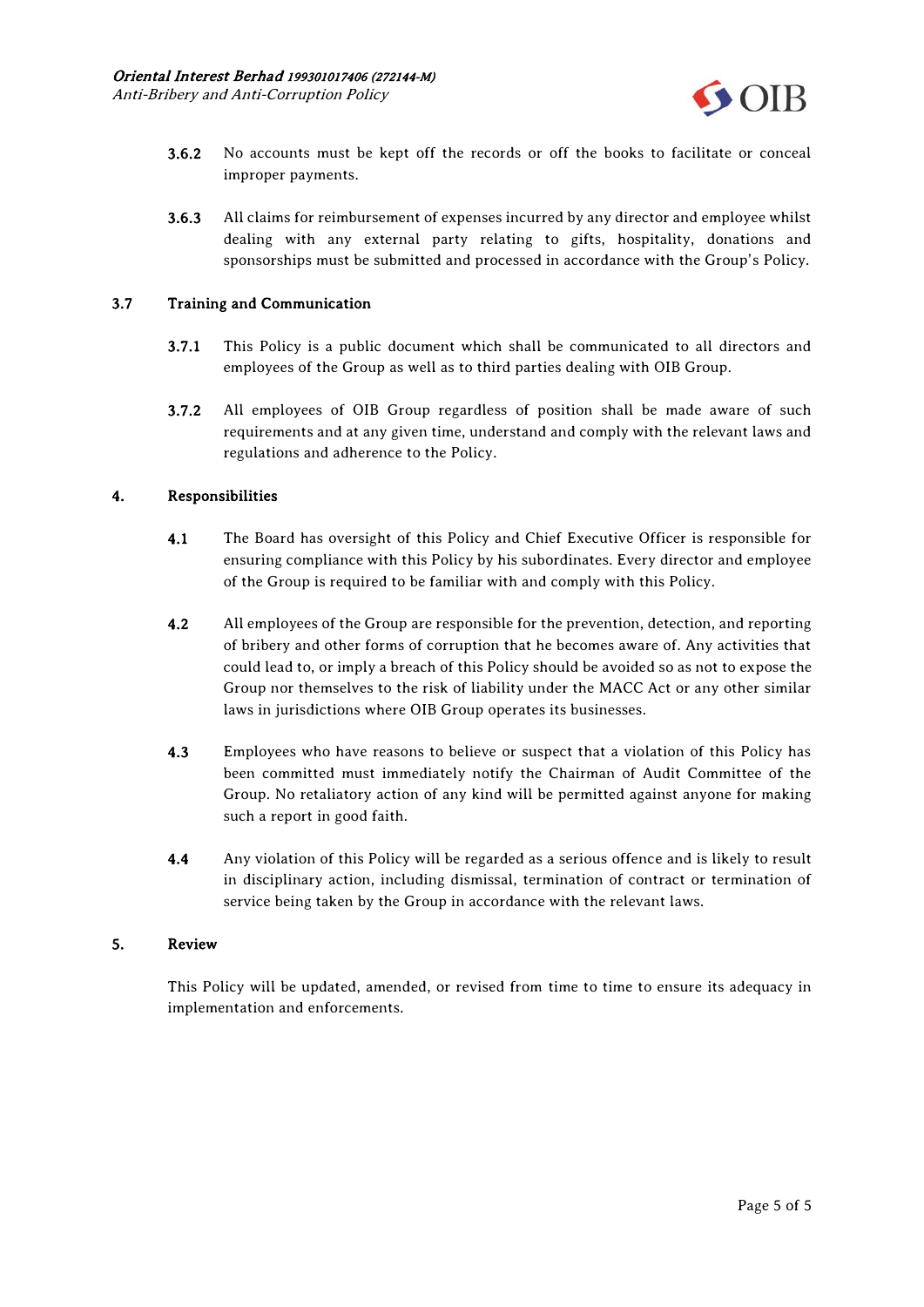**3.6.2** No accounts must be kept off the records or off the books to facilitate or conceal improper payments.

**3.6.3** All claims for reimbursement of expenses incurred by any director and employee whilst dealing with any external party relating to gifts, hospitality, donations and sponsorships must be submitted and processed in accordance with the Group's Policy.

### 3.7 Training and Communication

**3.7.1** This Policy is a public document which shall be communicated to all directors and employees of the Group as well as to third parties dealing with OIB Group.

**3.7.2** All employees of OIB Group regardless of position shall be made aware of such requirements and at any given time, understand and comply with the relevant laws and regulations and adherence to the Policy.

## 4. Responsibilities

**4.1** The Board has oversight of this Policy and Chief Executive Officer is responsible for ensuring compliance with this Policy by his subordinates. Every director and employee of the Group is required to be familiar with and comply with this Policy.

**4.2** All employees of the Group are responsible for the prevention, detection, and reporting of bribery and other forms of corruption that he becomes aware of. Any activities that could lead to, or imply a breach of this Policy should be avoided so as not to expose the Group nor themselves to the risk of liability under the MACC Act or any other similar laws in jurisdictions where OIB Group operates its businesses.

**4.3** Employees who have reasons to believe or suspect that a violation of this Policy has been committed must immediately notify the Chairman of Audit Committee of the Group. No retaliatory action of any kind will be permitted against anyone for making such a report in good faith.

**4.4** Any violation of this Policy will be regarded as a serious offence and is likely to result in disciplinary action, including dismissal, termination of contract or termination of service being taken by the Group in accordance with the relevant laws.

## 5. Review

This Policy will be updated, amended, or revised from time to time to ensure its adequacy in implementation and enforcements.